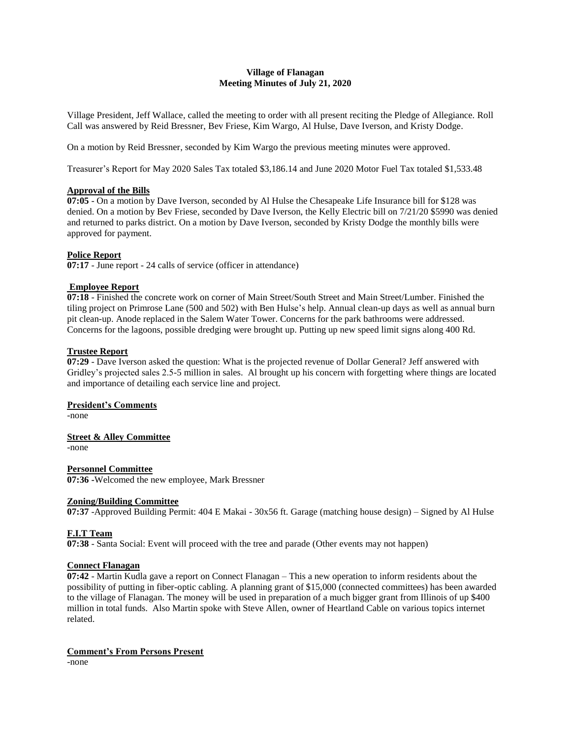**Village of Flanagan**
**Meeting Minutes of July 21, 2020**

Village President, Jeff Wallace, called the meeting to order with all present reciting the Pledge of Allegiance. Roll Call was answered by Reid Bressner, Bev Friese, Kim Wargo, Al Hulse, Dave Iverson, and Kristy Dodge.

On a motion by Reid Bressner, seconded by Kim Wargo the previous meeting minutes were approved.

Treasurer's Report for May 2020 Sales Tax totaled $3,186.14 and June 2020 Motor Fuel Tax totaled $1,533.48

**Approval of the Bills**

**07:05** - On a motion by Dave Iverson, seconded by Al Hulse the Chesapeake Life Insurance bill for $128 was denied. On a motion by Bev Friese, seconded by Dave Iverson, the Kelly Electric bill on 7/21/20 $5990 was denied and returned to parks district. On a motion by Dave Iverson, seconded by Kristy Dodge the monthly bills were approved for payment.

**Police Report**

**07:17** - June report - 24 calls of service (officer in attendance)

**Employee Report**

**07:18** - Finished the concrete work on corner of Main Street/South Street and Main Street/Lumber. Finished the tiling project on Primrose Lane (500 and 502) with Ben Hulse's help. Annual clean-up days as well as annual burn pit clean-up. Anode replaced in the Salem Water Tower. Concerns for the park bathrooms were addressed. Concerns for the lagoons, possible dredging were brought up. Putting up new speed limit signs along 400 Rd.

**Trustee Report**

**07:29** - Dave Iverson asked the question: What is the projected revenue of Dollar General? Jeff answered with Gridley's projected sales 2.5-5 million in sales. Al brought up his concern with forgetting where things are located and importance of detailing each service line and project.

**President's Comments**

-none

**Street & Alley Committee**

-none

**Personnel Committee**

**07:36** -Welcomed the new employee, Mark Bressner

**Zoning/Building Committee**

**07:37** -Approved Building Permit: 404 E Makai - 30x56 ft. Garage (matching house design) – Signed by Al Hulse

**F.I.T Team**

**07:38** - Santa Social: Event will proceed with the tree and parade (Other events may not happen)

**Connect Flanagan**

**07:42** - Martin Kudla gave a report on Connect Flanagan – This a new operation to inform residents about the possibility of putting in fiber-optic cabling. A planning grant of $15,000 (connected committees) has been awarded to the village of Flanagan. The money will be used in preparation of a much bigger grant from Illinois of up $400 million in total funds. Also Martin spoke with Steve Allen, owner of Heartland Cable on various topics internet related.

**Comment's From Persons Present**

-none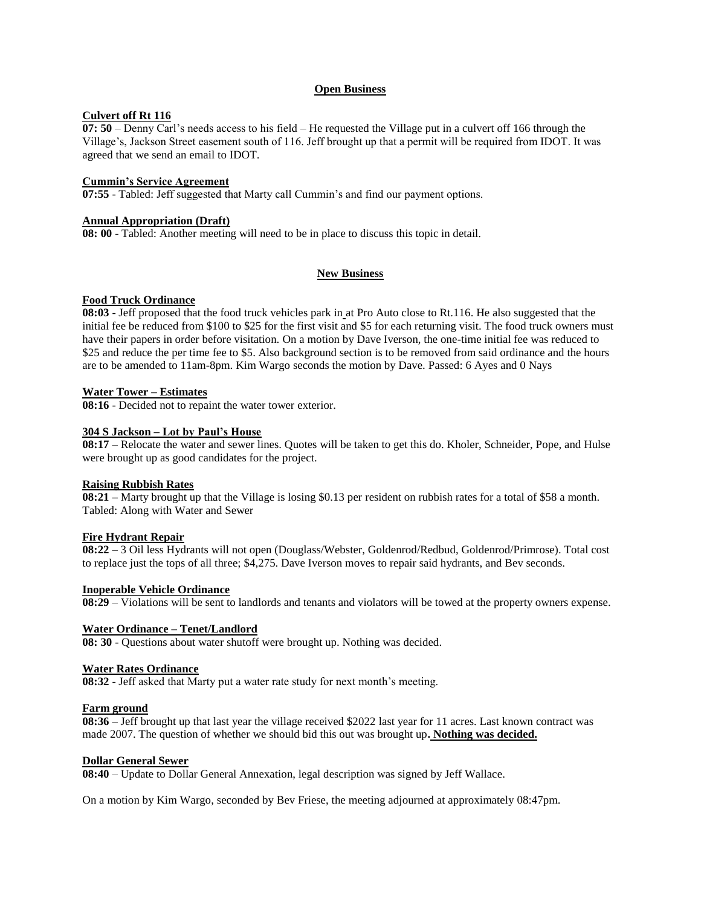## Open Business

**Culvert off Rt 116**

**07: 50** – Denny Carl's needs access to his field – He requested the Village put in a culvert off 166 through the Village's, Jackson Street easement south of 116. Jeff brought up that a permit will be required from IDOT. It was agreed that we send an email to IDOT.

**Cummin's Service Agreement**

**07:55** - Tabled: Jeff suggested that Marty call Cummin's and find our payment options.

**Annual Appropriation (Draft)**

**08: 00** - Tabled: Another meeting will need to be in place to discuss this topic in detail.

## New Business

**Food Truck Ordinance**

**08:03** - Jeff proposed that the food truck vehicles park in at Pro Auto close to Rt.116. He also suggested that the initial fee be reduced from $100 to $25 for the first visit and $5 for each returning visit. The food truck owners must have their papers in order before visitation. On a motion by Dave Iverson, the one-time initial fee was reduced to $25 and reduce the per time fee to $5. Also background section is to be removed from said ordinance and the hours are to be amended to 11am-8pm. Kim Wargo seconds the motion by Dave. Passed: 6 Ayes and 0 Nays

**Water Tower – Estimates**

**08:16** - Decided not to repaint the water tower exterior.

**304 S Jackson – Lot by Paul's House**

**08:17** – Relocate the water and sewer lines. Quotes will be taken to get this do. Kholer, Schneider, Pope, and Hulse were brought up as good candidates for the project.

**Raising Rubbish Rates**

**08:21 –** Marty brought up that the Village is losing $0.13 per resident on rubbish rates for a total of $58 a month. Tabled: Along with Water and Sewer

**Fire Hydrant Repair**

**08:22** – 3 Oil less Hydrants will not open (Douglass/Webster, Goldenrod/Redbud, Goldenrod/Primrose). Total cost to replace just the tops of all three; $4,275. Dave Iverson moves to repair said hydrants, and Bev seconds.

**Inoperable Vehicle Ordinance**

**08:29** – Violations will be sent to landlords and tenants and violators will be towed at the property owners expense.

**Water Ordinance – Tenet/Landlord**

**08: 30** - Questions about water shutoff were brought up. Nothing was decided.

**Water Rates Ordinance**

**08:32** - Jeff asked that Marty put a water rate study for next month's meeting.

**Farm ground**

**08:36** – Jeff brought up that last year the village received $2022 last year for 11 acres. Last known contract was made 2007. The question of whether we should bid this out was brought up**. Nothing was decided.**

**Dollar General Sewer**

**08:40** – Update to Dollar General Annexation, legal description was signed by Jeff Wallace.

On a motion by Kim Wargo, seconded by Bev Friese, the meeting adjourned at approximately 08:47pm.